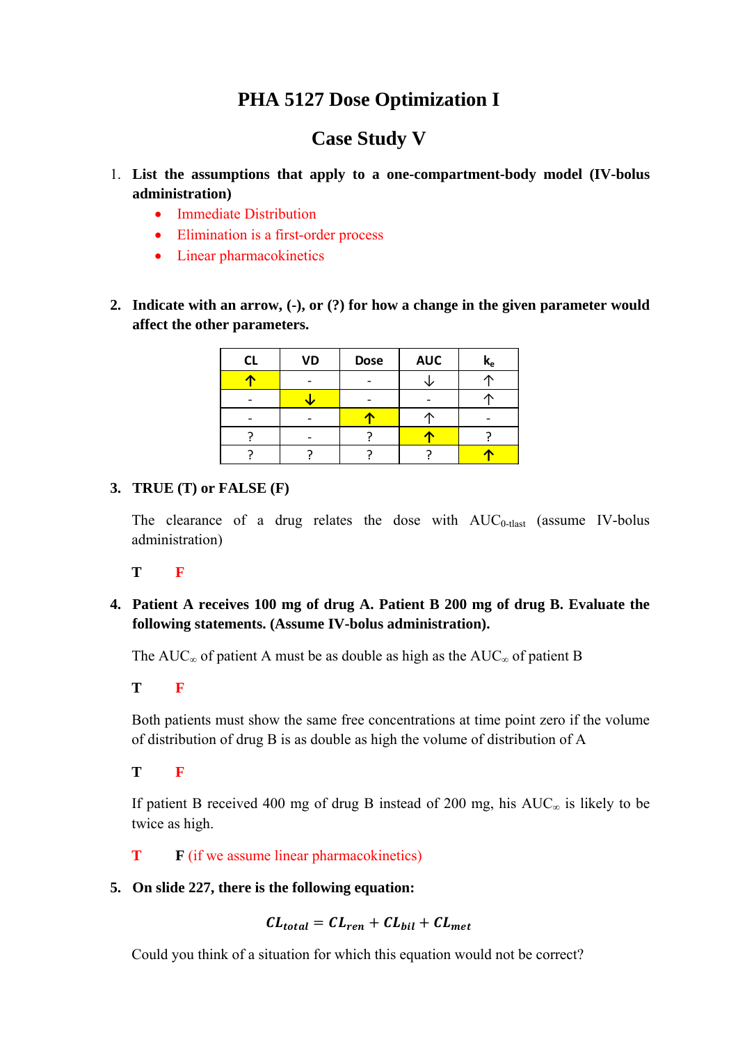# PHA 5127 Dose Optimization I

## Case Study V

1. **List the assumptions that apply to a one-compartment-body model (IV-bolus administration)**
   - Immediate Distribution
   - Elimination is a first-order process
   - Linear pharmacokinetics

2. **Indicate with an arrow, (-), or (?) for how a change in the given parameter would affect the other parameters.**

| CL | VD | Dose | AUC | $k_e$ |
|---|---|---|---|---|
| ↑ | - | - | ↓ | ↑ |
| - | ↓ | - | - | ↑ |
| - | - | ↑ | ↑ | - |
| ? | - | ? | ↑ | ? |
| ? | ? | ? | ? | ↑ |

3. **TRUE (T) or FALSE (F)**

   The clearance of a drug relates the dose with $AUC_{0\text{-tlast}}$ (assume IV-bolus administration)

   **T** **F**

4. **Patient A receives 100 mg of drug A. Patient B 200 mg of drug B. Evaluate the following statements. (Assume IV-bolus administration).**

   The $AUC_{\infty}$ of patient A must be as double as high as the $AUC_{\infty}$ of patient B

   **T** **F**

   Both patients must show the same free concentrations at time point zero if the volume of distribution of drug B is as double as high the volume of distribution of A

   **T** **F**

   If patient B received 400 mg of drug B instead of 200 mg, his $AUC_{\infty}$ is likely to be twice as high.

   **T** **F** (if we assume linear pharmacokinetics)

5. **On slide 227, there is the following equation:**

$$CL_{total} = CL_{ren} + CL_{bil} + CL_{met}$$

   Could you think of a situation for which this equation would not be correct?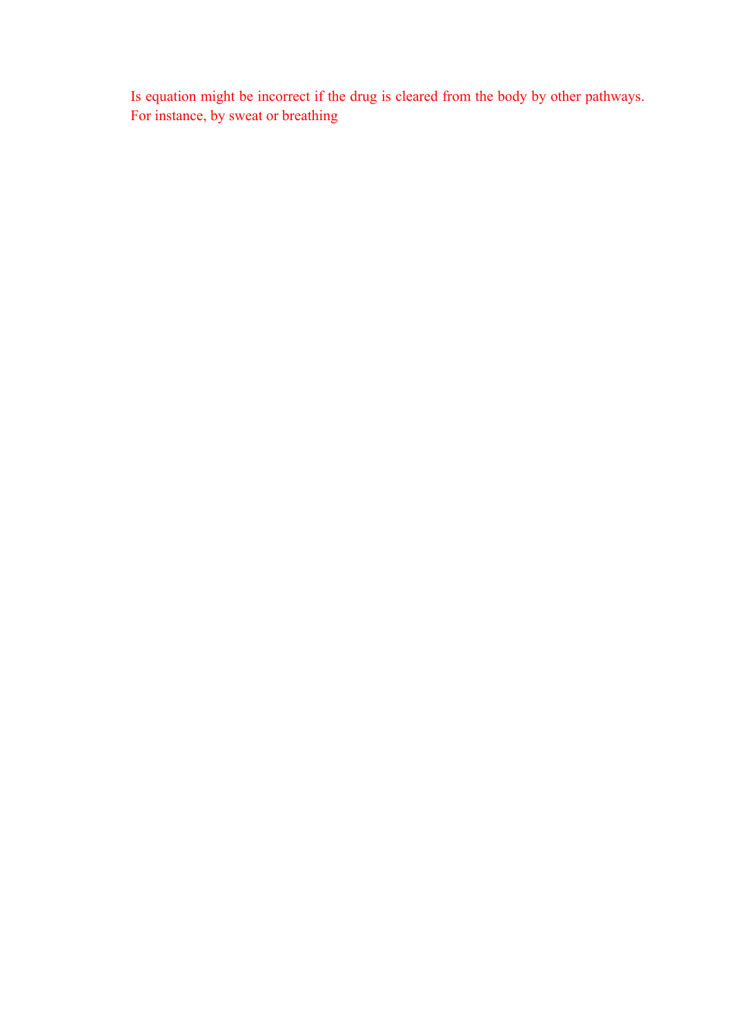Is equation might be incorrect if the drug is cleared from the body by other pathways. For instance, by sweat or breathing